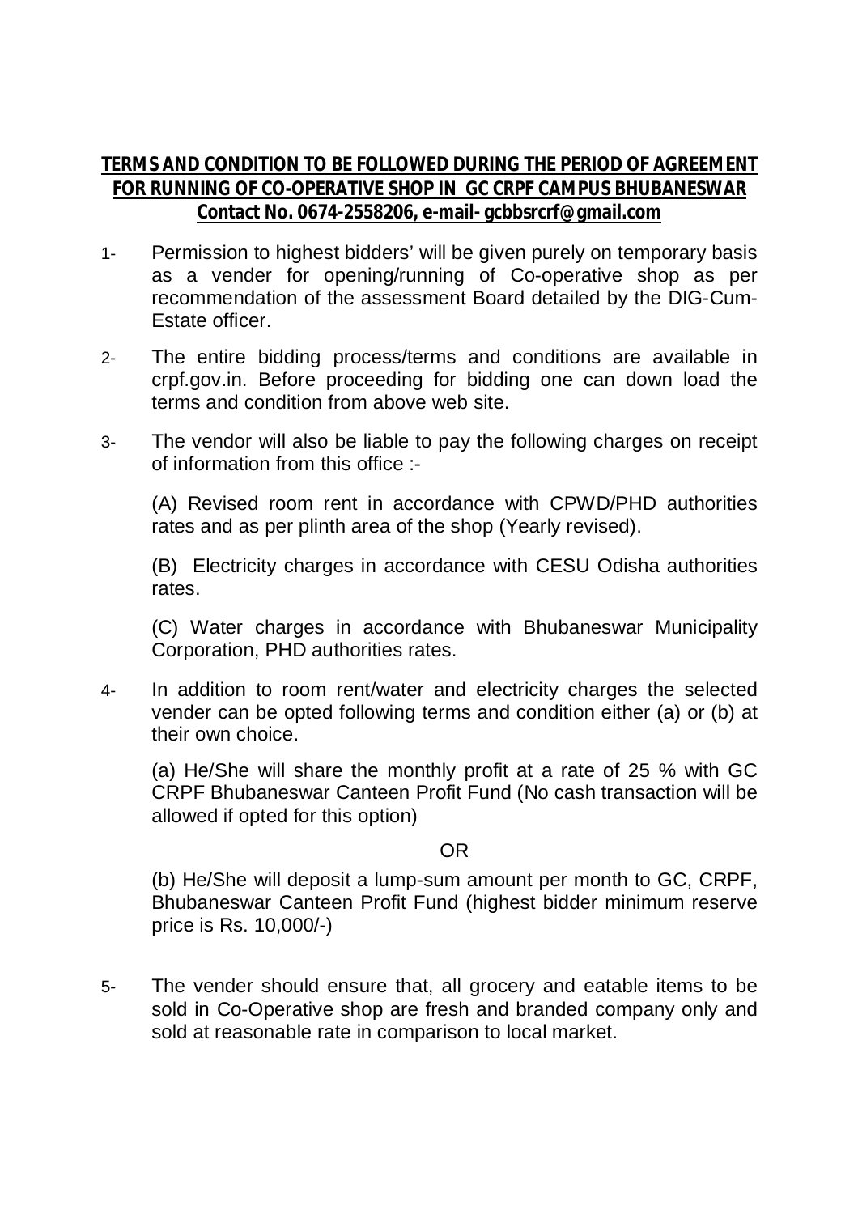**TERMS AND CONDITION TO BE FOLLOWED DURING THE PERIOD OF AGREEMENT FOR RUNNING OF CO-OPERATIVE SHOP IN GC CRPF CAMPUS BHUBANESWAR**
**Contact No. 0674-2558206, e-mail- gcbbsrcrf@gmail.com**

1- Permission to highest bidders' will be given purely on temporary basis as a vender for opening/running of Co-operative shop as per recommendation of the assessment Board detailed by the DIG-Cum-Estate officer.

2- The entire bidding process/terms and conditions are available in crpf.gov.in. Before proceeding for bidding one can down load the terms and condition from above web site.

3- The vendor will also be liable to pay the following charges on receipt of information from this office :-

(A) Revised room rent in accordance with CPWD/PHD authorities rates and as per plinth area of the shop (Yearly revised).

(B) Electricity charges in accordance with CESU Odisha authorities rates.

(C) Water charges in accordance with Bhubaneswar Municipality Corporation, PHD authorities rates.

4- In addition to room rent/water and electricity charges the selected vender can be opted following terms and condition either (a) or (b) at their own choice.

(a) He/She will share the monthly profit at a rate of 25 % with GC CRPF Bhubaneswar Canteen Profit Fund (No cash transaction will be allowed if opted for this option)

OR

(b) He/She will deposit a lump-sum amount per month to GC, CRPF, Bhubaneswar Canteen Profit Fund (highest bidder minimum reserve price is Rs. 10,000/-)

5- The vender should ensure that, all grocery and eatable items to be sold in Co-Operative shop are fresh and branded company only and sold at reasonable rate in comparison to local market.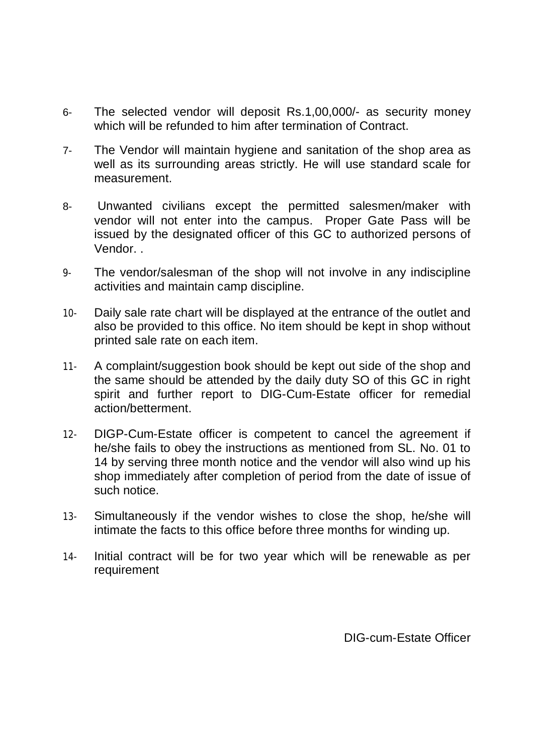6- The selected vendor will deposit Rs.1,00,000/- as security money which will be refunded to him after termination of Contract.

7- The Vendor will maintain hygiene and sanitation of the shop area as well as its surrounding areas strictly. He will use standard scale for measurement.

8- Unwanted civilians except the permitted salesmen/maker with vendor will not enter into the campus. Proper Gate Pass will be issued by the designated officer of this GC to authorized persons of Vendor. .

9- The vendor/salesman of the shop will not involve in any indiscipline activities and maintain camp discipline.

10- Daily sale rate chart will be displayed at the entrance of the outlet and also be provided to this office. No item should be kept in shop without printed sale rate on each item.

11- A complaint/suggestion book should be kept out side of the shop and the same should be attended by the daily duty SO of this GC in right spirit and further report to DIG-Cum-Estate officer for remedial action/betterment.

12- DIGP-Cum-Estate officer is competent to cancel the agreement if he/she fails to obey the instructions as mentioned from SL. No. 01 to 14 by serving three month notice and the vendor will also wind up his shop immediately after completion of period from the date of issue of such notice.

13- Simultaneously if the vendor wishes to close the shop, he/she will intimate the facts to this office before three months for winding up.

14- Initial contract will be for two year which will be renewable as per requirement

DIG-cum-Estate Officer